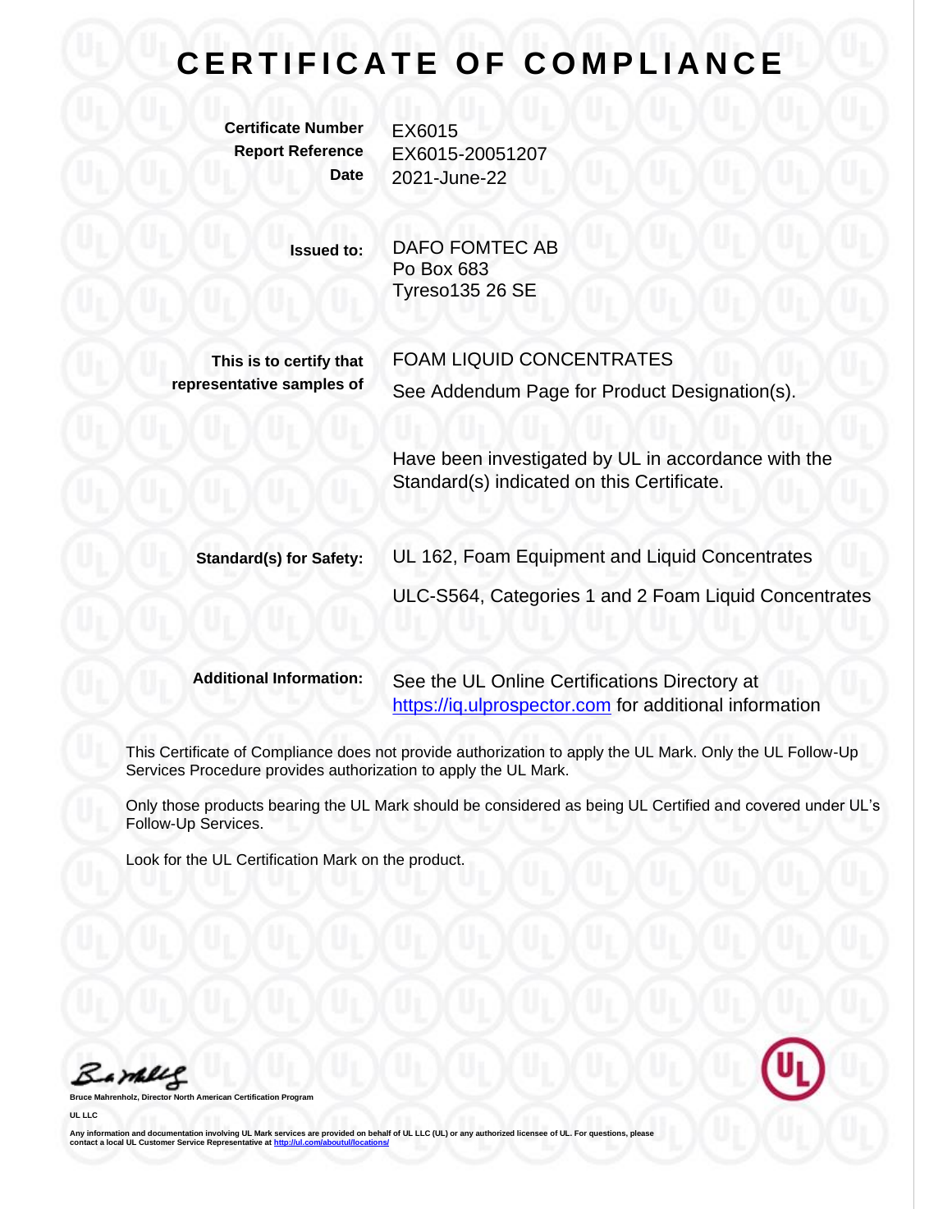# CERTIFICATE OF COMPLIANCE

**Certificate Number** EX6015
**Report Reference** EX6015-20051207
**Date** 2021-June-22

**Issued to:** DAFO FOMTEC AB
Po Box 683
Tyreso135 26 SE

**This is to certify that representative samples of** FOAM LIQUID CONCENTRATES
See Addendum Page for Product Designation(s).

Have been investigated by UL in accordance with the Standard(s) indicated on this Certificate.

**Standard(s) for Safety:** UL 162, Foam Equipment and Liquid Concentrates
ULC-S564, Categories 1 and 2 Foam Liquid Concentrates

**Additional Information:** See the UL Online Certifications Directory at https://iq.ulprospector.com for additional information

This Certificate of Compliance does not provide authorization to apply the UL Mark. Only the UL Follow-Up Services Procedure provides authorization to apply the UL Mark.

Only those products bearing the UL Mark should be considered as being UL Certified and covered under UL's Follow-Up Services.

Look for the UL Certification Mark on the product.

**Bruce Mahrenholz, Director North American Certification Program**

**UL LLC**

**Any information and documentation involving UL Mark services are provided on behalf of UL LLC (UL) or any authorized licensee of UL. For questions, please contact a local UL Customer Service Representative at http://ul.com/aboutul/locations/**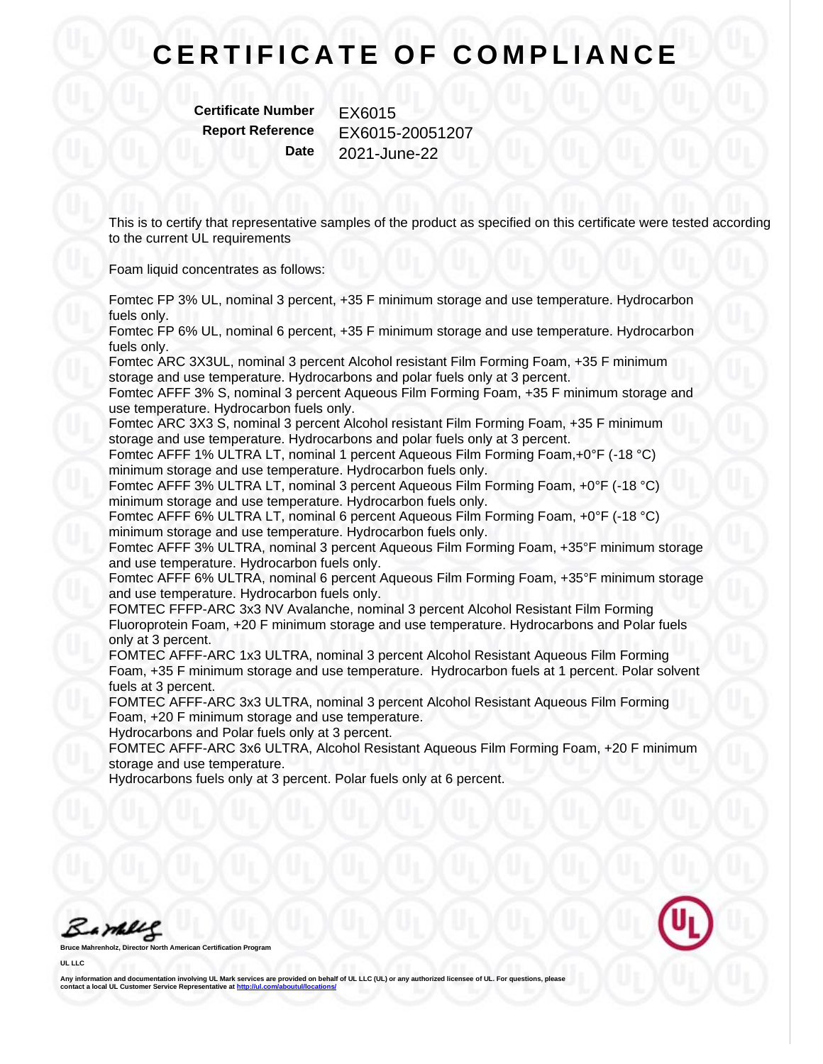# CERTIFICATE OF COMPLIANCE

**Certificate Number** EX6015
**Report Reference** EX6015-20051207
**Date** 2021-June-22

This is to certify that representative samples of the product as specified on this certificate were tested according to the current UL requirements

Foam liquid concentrates as follows:

Fomtec FP 3% UL, nominal 3 percent, +35 F minimum storage and use temperature. Hydrocarbon fuels only.
Fomtec FP 6% UL, nominal 6 percent, +35 F minimum storage and use temperature. Hydrocarbon fuels only.
Fomtec ARC 3X3UL, nominal 3 percent Alcohol resistant Film Forming Foam, +35 F minimum storage and use temperature. Hydrocarbons and polar fuels only at 3 percent.
Fomtec AFFF 3% S, nominal 3 percent Aqueous Film Forming Foam, +35 F minimum storage and use temperature. Hydrocarbon fuels only.
Fomtec ARC 3X3 S, nominal 3 percent Alcohol resistant Film Forming Foam, +35 F minimum storage and use temperature. Hydrocarbons and polar fuels only at 3 percent.
Fomtec AFFF 1% ULTRA LT, nominal 1 percent Aqueous Film Forming Foam,+0°F (-18 °C) minimum storage and use temperature. Hydrocarbon fuels only.
Fomtec AFFF 3% ULTRA LT, nominal 3 percent Aqueous Film Forming Foam, +0°F (-18 °C) minimum storage and use temperature. Hydrocarbon fuels only.
Fomtec AFFF 6% ULTRA LT, nominal 6 percent Aqueous Film Forming Foam, +0°F (-18 °C) minimum storage and use temperature. Hydrocarbon fuels only.
Fomtec AFFF 3% ULTRA, nominal 3 percent Aqueous Film Forming Foam, +35°F minimum storage and use temperature. Hydrocarbon fuels only.
Fomtec AFFF 6% ULTRA, nominal 6 percent Aqueous Film Forming Foam, +35°F minimum storage and use temperature. Hydrocarbon fuels only.
FOMTEC FFFP-ARC 3x3 NV Avalanche, nominal 3 percent Alcohol Resistant Film Forming Fluoroprotein Foam, +20 F minimum storage and use temperature. Hydrocarbons and Polar fuels only at 3 percent.
FOMTEC AFFF-ARC 1x3 ULTRA, nominal 3 percent Alcohol Resistant Aqueous Film Forming Foam, +35 F minimum storage and use temperature. Hydrocarbon fuels at 1 percent. Polar solvent fuels at 3 percent.
FOMTEC AFFF-ARC 3x3 ULTRA, nominal 3 percent Alcohol Resistant Aqueous Film Forming Foam, +20 F minimum storage and use temperature.
Hydrocarbons and Polar fuels only at 3 percent.
FOMTEC AFFF-ARC 3x6 ULTRA, Alcohol Resistant Aqueous Film Forming Foam, +20 F minimum storage and use temperature.
Hydrocarbons fuels only at 3 percent. Polar fuels only at 6 percent.

**Bruce Mahrenholz, Director North American Certification Program**

**UL LLC**

**Any information and documentation involving UL Mark services are provided on behalf of UL LLC (UL) or any authorized licensee of UL. For questions, please contact a local UL Customer Service Representative at http://ul.com/aboutul/locations/**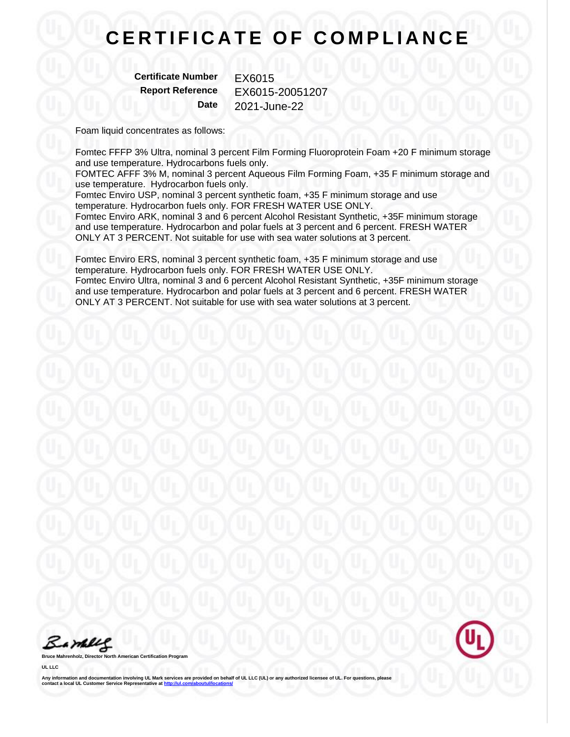# CERTIFICATE OF COMPLIANCE

**Certificate Number** EX6015
**Report Reference** EX6015-20051207
**Date** 2021-June-22

Foam liquid concentrates as follows:

Fomtec FFFP 3% Ultra, nominal 3 percent Film Forming Fluoroprotein Foam +20 F minimum storage and use temperature. Hydrocarbons fuels only.
FOMTEC AFFF 3% M, nominal 3 percent Aqueous Film Forming Foam, +35 F minimum storage and use temperature. Hydrocarbon fuels only.
Fomtec Enviro USP, nominal 3 percent synthetic foam, +35 F minimum storage and use temperature. Hydrocarbon fuels only. FOR FRESH WATER USE ONLY.
Fomtec Enviro ARK, nominal 3 and 6 percent Alcohol Resistant Synthetic, +35F minimum storage and use temperature. Hydrocarbon and polar fuels at 3 percent and 6 percent. FRESH WATER ONLY AT 3 PERCENT. Not suitable for use with sea water solutions at 3 percent.

Fomtec Enviro ERS, nominal 3 percent synthetic foam, +35 F minimum storage and use temperature. Hydrocarbon fuels only. FOR FRESH WATER USE ONLY.
Fomtec Enviro Ultra, nominal 3 and 6 percent Alcohol Resistant Synthetic, +35F minimum storage and use temperature. Hydrocarbon and polar fuels at 3 percent and 6 percent. FRESH WATER ONLY AT 3 PERCENT. Not suitable for use with sea water solutions at 3 percent.

**Bruce Mahrenholz, Director North American Certification Program**

**UL LLC**

**Any information and documentation involving UL Mark services are provided on behalf of UL LLC (UL) or any authorized licensee of UL. For questions, please contact a local UL Customer Service Representative at http://ul.com/aboutul/locations/**